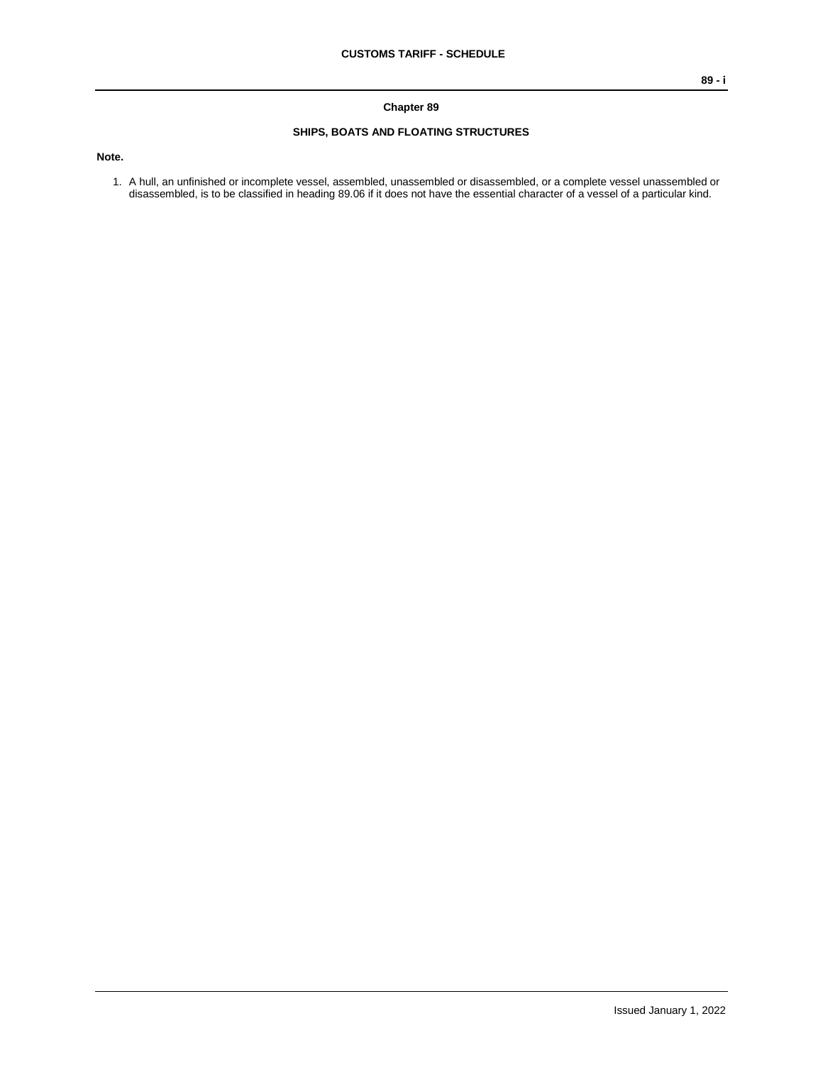## Chapter 89

### SHIPS, BOATS AND FLOATING STRUCTURES

**Note.**

1. A hull, an unfinished or incomplete vessel, assembled, unassembled or disassembled, or a complete vessel unassembled or disassembled, is to be classified in heading 89.06 if it does not have the essential character of a vessel of a particular kind.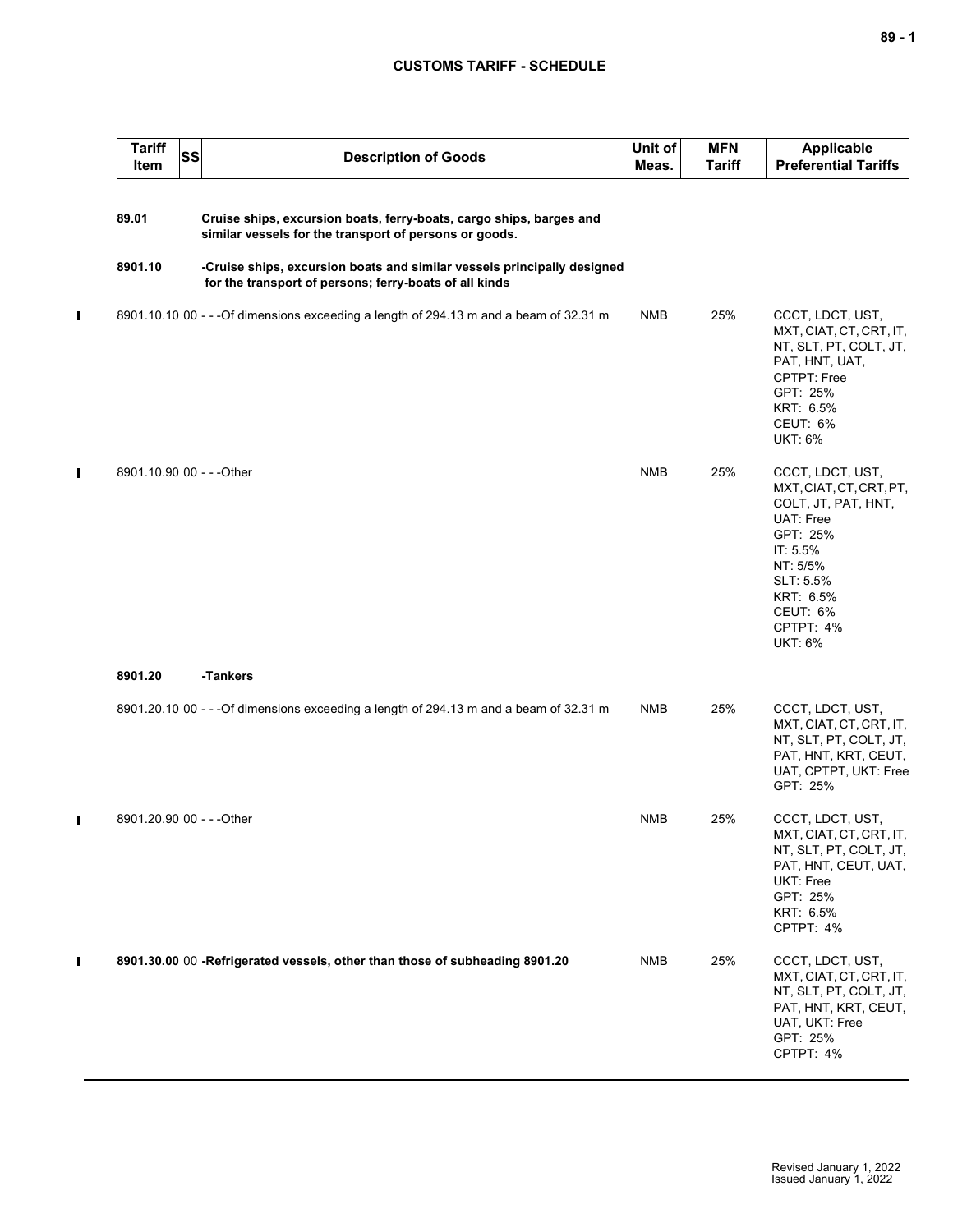## CUSTOMS TARIFF - SCHEDULE

| Tariff Item | SS | Description of Goods | Unit of Meas. | MFN Tariff | Applicable Preferential Tariffs |
|---|---|---|---|---|---|
| **89.01** | | **Cruise ships, excursion boats, ferry-boats, cargo ships, barges and similar vessels for the transport of persons or goods.** | | | |
| **8901.10** | | **-Cruise ships, excursion boats and similar vessels principally designed for the transport of persons; ferry-boats of all kinds** | | | |
| 8901.10.10 | 00 | - - -Of dimensions exceeding a length of 294.13 m and a beam of 32.31 m | NMB | 25% | CCCT, LDCT, UST, MXT, CIAT, CT, CRT, IT, NT, SLT, PT, COLT, JT, PAT, HNT, UAT, CPTPT: Free<br>GPT: 25%<br>KRT: 6.5%<br>CEUT: 6%<br>UKT: 6% |
| 8901.10.90 | 00 | - - -Other | NMB | 25% | CCCT, LDCT, UST, MXT, CIAT, CT, CRT, PT, COLT, JT, PAT, HNT, UAT: Free<br>GPT: 25%<br>IT: 5.5%<br>NT: 5/5%<br>SLT: 5.5%<br>KRT: 6.5%<br>CEUT: 6%<br>CPTPT: 4%<br>UKT: 6% |
| **8901.20** | | **-Tankers** | | | |
| 8901.20.10 | 00 | - - -Of dimensions exceeding a length of 294.13 m and a beam of 32.31 m | NMB | 25% | CCCT, LDCT, UST, MXT, CIAT, CT, CRT, IT, NT, SLT, PT, COLT, JT, PAT, HNT, KRT, CEUT, UAT, CPTPT, UKT: Free<br>GPT: 25% |
| 8901.20.90 | 00 | - - -Other | NMB | 25% | CCCT, LDCT, UST, MXT, CIAT, CT, CRT, IT, NT, SLT, PT, COLT, JT, PAT, HNT, CEUT, UAT, UKT: Free<br>GPT: 25%<br>KRT: 6.5%<br>CPTPT: 4% |
| **8901.30.00** | 00 | **-Refrigerated vessels, other than those of subheading 8901.20** | NMB | 25% | CCCT, LDCT, UST, MXT, CIAT, CT, CRT, IT, NT, SLT, PT, COLT, JT, PAT, HNT, KRT, CEUT, UAT, UKT: Free<br>GPT: 25%<br>CPTPT: 4% |

Revised January 1, 2022
Issued January 1, 2022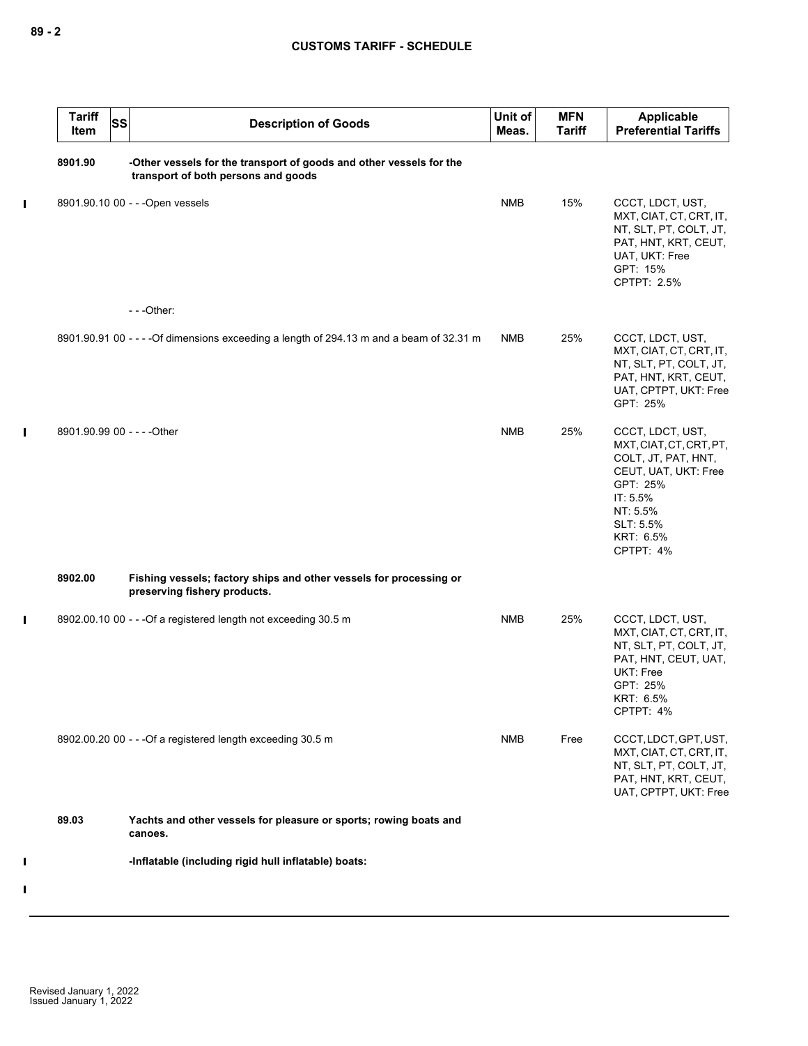| Tariff Item | SS | Description of Goods | Unit of Meas. | MFN Tariff | Applicable Preferential Tariffs |
|---|---|---|---|---|---|
| 8901.90 | | -Other vessels for the transport of goods and other vessels for the transport of both persons and goods | | | |
| 8901.90.10 | 00 | - - -Open vessels | NMB | 15% | CCCT, LDCT, UST, MXT, CIAT, CT, CRT, IT, NT, SLT, PT, COLT, JT, PAT, HNT, KRT, CEUT, UAT, UKT: Free<br>GPT: 15%<br>CPTPT: 2.5% |
| | | - - -Other: | | | |
| 8901.90.91 | 00 | - - - -Of dimensions exceeding a length of 294.13 m and a beam of 32.31 m | NMB | 25% | CCCT, LDCT, UST, MXT, CIAT, CT, CRT, IT, NT, SLT, PT, COLT, JT, PAT, HNT, KRT, CEUT, UAT, CPTPT, UKT: Free<br>GPT: 25% |
| 8901.90.99 | 00 | - - - -Other | NMB | 25% | CCCT, LDCT, UST, MXT, CIAT, CT, CRT, PT, COLT, JT, PAT, HNT, CEUT, UAT, UKT: Free<br>GPT: 25%<br>IT: 5.5%<br>NT: 5.5%<br>SLT: 5.5%<br>KRT: 6.5%<br>CPTPT: 4% |
| 8902.00 | | Fishing vessels; factory ships and other vessels for processing or preserving fishery products. | | | |
| 8902.00.10 | 00 | - - -Of a registered length not exceeding 30.5 m | NMB | 25% | CCCT, LDCT, UST, MXT, CIAT, CT, CRT, IT, NT, SLT, PT, COLT, JT, PAT, HNT, CEUT, UAT, UKT: Free<br>GPT: 25%<br>KRT: 6.5%<br>CPTPT: 4% |
| 8902.00.20 | 00 | - - -Of a registered length exceeding 30.5 m | NMB | Free | CCCT, LDCT, GPT, UST, MXT, CIAT, CT, CRT, IT, NT, SLT, PT, COLT, JT, PAT, HNT, KRT, CEUT, UAT, CPTPT, UKT: Free |
| 89.03 | | Yachts and other vessels for pleasure or sports; rowing boats and canoes. | | | |
| | | -Inflatable (including rigid hull inflatable) boats: | | | |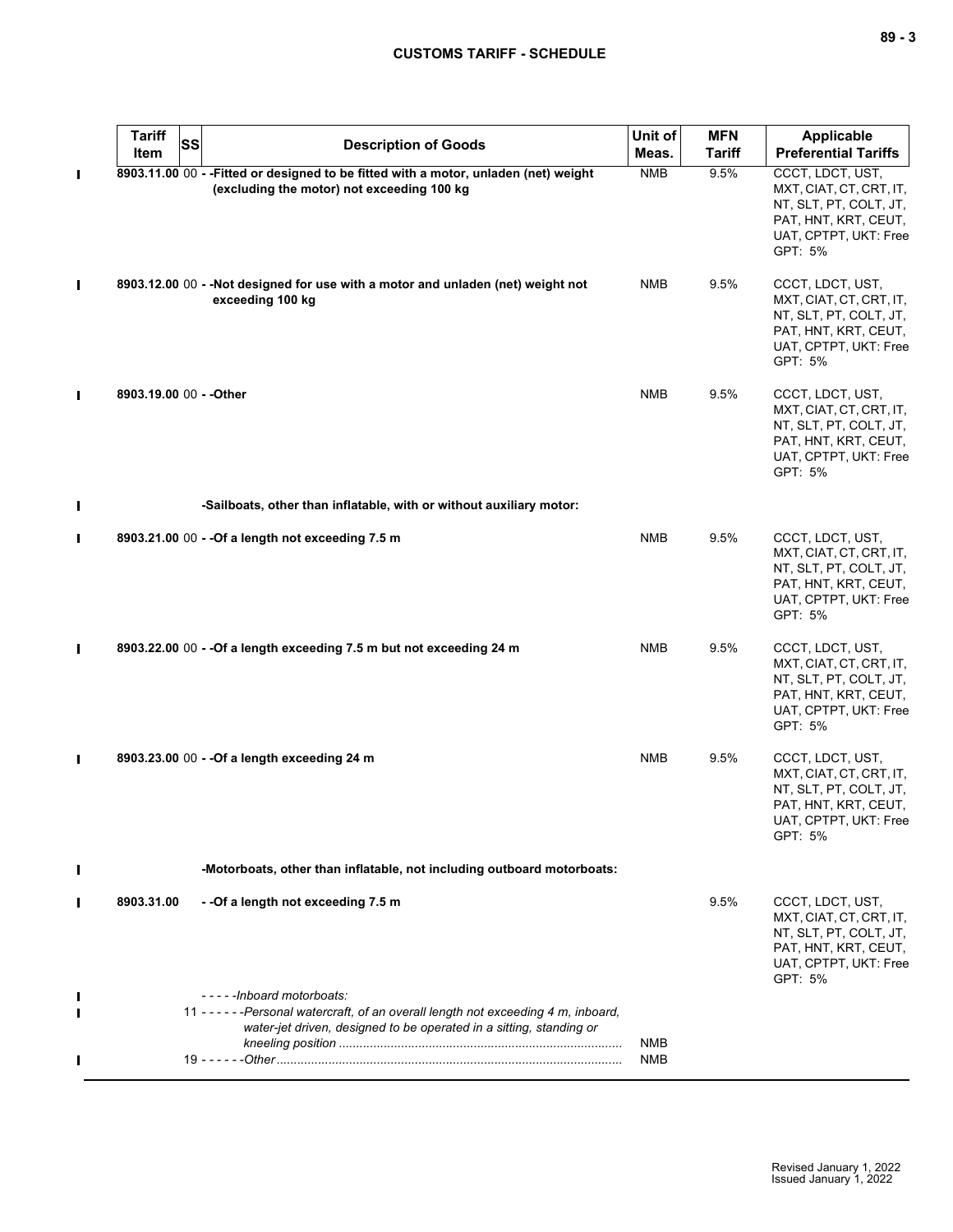| Tariff Item | SS | Description of Goods | Unit of Meas. | MFN Tariff | Applicable Preferential Tariffs |
|---|---|---|---|---|---|
| **8903.11.00** | 00 | **- -Fitted or designed to be fitted with a motor, unladen (net) weight (excluding the motor) not exceeding 100 kg** | NMB | 9.5% | CCCT, LDCT, UST, MXT, CIAT, CT, CRT, IT, NT, SLT, PT, COLT, JT, PAT, HNT, KRT, CEUT, UAT, CPTPT, UKT: Free GPT: 5% |
| **8903.12.00** | 00 | **- -Not designed for use with a motor and unladen (net) weight not exceeding 100 kg** | NMB | 9.5% | CCCT, LDCT, UST, MXT, CIAT, CT, CRT, IT, NT, SLT, PT, COLT, JT, PAT, HNT, KRT, CEUT, UAT, CPTPT, UKT: Free GPT: 5% |
| **8903.19.00** | 00 | **- -Other** | NMB | 9.5% | CCCT, LDCT, UST, MXT, CIAT, CT, CRT, IT, NT, SLT, PT, COLT, JT, PAT, HNT, KRT, CEUT, UAT, CPTPT, UKT: Free GPT: 5% |
| | | **-Sailboats, other than inflatable, with or without auxiliary motor:** | | | |
| **8903.21.00** | 00 | **- -Of a length not exceeding 7.5 m** | NMB | 9.5% | CCCT, LDCT, UST, MXT, CIAT, CT, CRT, IT, NT, SLT, PT, COLT, JT, PAT, HNT, KRT, CEUT, UAT, CPTPT, UKT: Free GPT: 5% |
| **8903.22.00** | 00 | **- -Of a length exceeding 7.5 m but not exceeding 24 m** | NMB | 9.5% | CCCT, LDCT, UST, MXT, CIAT, CT, CRT, IT, NT, SLT, PT, COLT, JT, PAT, HNT, KRT, CEUT, UAT, CPTPT, UKT: Free GPT: 5% |
| **8903.23.00** | 00 | **- -Of a length exceeding 24 m** | NMB | 9.5% | CCCT, LDCT, UST, MXT, CIAT, CT, CRT, IT, NT, SLT, PT, COLT, JT, PAT, HNT, KRT, CEUT, UAT, CPTPT, UKT: Free GPT: 5% |
| | | **-Motorboats, other than inflatable, not including outboard motorboats:** | | | |
| **8903.31.00** | | **- -Of a length not exceeding 7.5 m** | | 9.5% | CCCT, LDCT, UST, MXT, CIAT, CT, CRT, IT, NT, SLT, PT, COLT, JT, PAT, HNT, KRT, CEUT, UAT, CPTPT, UKT: Free GPT: 5% |
| | | *- - - - -Inboard motorboats:* | | | |
| | 11 | *- - - - - -Personal watercraft, of an overall length not exceeding 4 m, inboard, water-jet driven, designed to be operated in a sitting, standing or kneeling position* | NMB | | |
| | 19 | *- - - - - -Other* | NMB | | |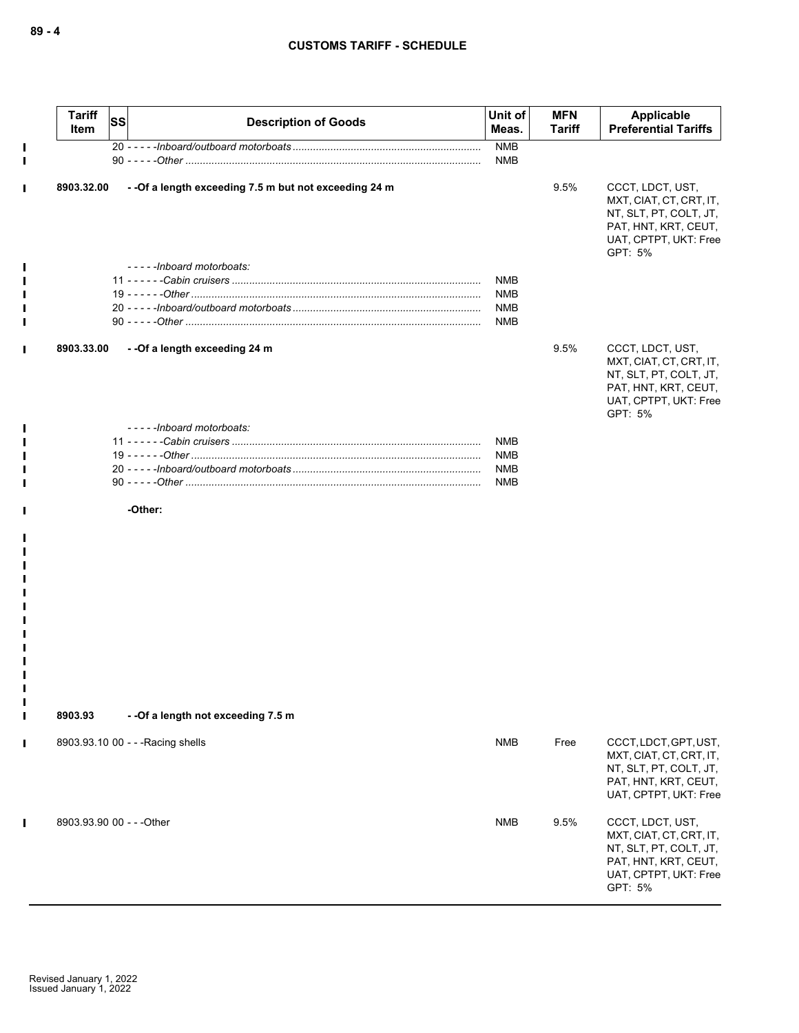## CUSTOMS TARIFF - SCHEDULE

| Tariff Item | SS | Description of Goods | Unit of Meas. | MFN Tariff | Applicable Preferential Tariffs |
|---|---|---|---|---|---|
| | | 20 - - - - -*Inboard/outboard motorboats* | NMB | | |
| | | 90 - - - - -*Other* | NMB | | |
| **8903.32.00** | | **- -Of a length exceeding 7.5 m but not exceeding 24 m** | | 9.5% | CCCT, LDCT, UST, MXT, CIAT, CT, CRT, IT, NT, SLT, PT, COLT, JT, PAT, HNT, KRT, CEUT, UAT, CPTPT, UKT: Free GPT: 5% |
| | | - - - - -*Inboard motorboats:* | | | |
| | | 11 - - - - - -*Cabin cruisers* | NMB | | |
| | | 19 - - - - - -*Other* | NMB | | |
| | | 20 - - - - -*Inboard/outboard motorboats* | NMB | | |
| | | 90 - - - - -*Other* | NMB | | |
| **8903.33.00** | | **- -Of a length exceeding 24 m** | | 9.5% | CCCT, LDCT, UST, MXT, CIAT, CT, CRT, IT, NT, SLT, PT, COLT, JT, PAT, HNT, KRT, CEUT, UAT, CPTPT, UKT: Free GPT: 5% |
| | | - - - - -*Inboard motorboats:* | | | |
| | | 11 - - - - - -*Cabin cruisers* | NMB | | |
| | | 19 - - - - - -*Other* | NMB | | |
| | | 20 - - - - -*Inboard/outboard motorboats* | NMB | | |
| | | 90 - - - - -*Other* | NMB | | |
| | | **-Other:** | | | |
| **8903.93** | | **- -Of a length not exceeding 7.5 m** | | | |
| 8903.93.10 | 00 | - - -Racing shells | NMB | Free | CCCT, LDCT, GPT, UST, MXT, CIAT, CT, CRT, IT, NT, SLT, PT, COLT, JT, PAT, HNT, KRT, CEUT, UAT, CPTPT, UKT: Free |
| 8903.93.90 | 00 | - - -Other | NMB | 9.5% | CCCT, LDCT, UST, MXT, CIAT, CT, CRT, IT, NT, SLT, PT, COLT, JT, PAT, HNT, KRT, CEUT, UAT, CPTPT, UKT: Free GPT: 5% |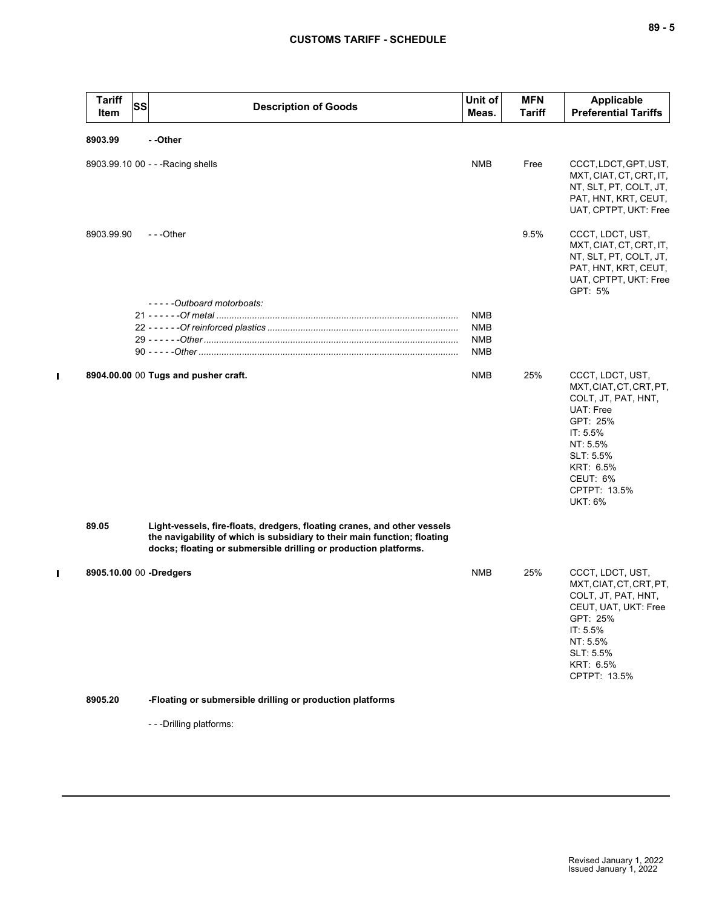| Tariff Item | SS | Description of Goods | Unit of Meas. | MFN Tariff | Applicable Preferential Tariffs |
|---|---|---|---|---|---|
| **8903.99** | | **- -Other** | | | |
| 8903.99.10 | 00 | - - -Racing shells | NMB | Free | CCCT, LDCT, GPT, UST, MXT, CIAT, CT, CRT, IT, NT, SLT, PT, COLT, JT, PAT, HNT, KRT, CEUT, UAT, CPTPT, UKT: Free |
| 8903.99.90 | | - - -Other | | 9.5% | CCCT, LDCT, UST, MXT, CIAT, CT, CRT, IT, NT, SLT, PT, COLT, JT, PAT, HNT, KRT, CEUT, UAT, CPTPT, UKT: Free<br>GPT: 5% |
| | | - - - - -*Outboard motorboats:* | | | |
| | 21 | - - - - - -*Of metal* | NMB | | |
| | 22 | - - - - - -*Of reinforced plastics* | NMB | | |
| | 29 | - - - - - -*Other* | NMB | | |
| | 90 | - - - - -*Other* | NMB | | |
| **8904.00.00** | 00 | **Tugs and pusher craft.** | NMB | 25% | CCCT, LDCT, UST, MXT, CIAT, CT, CRT, PT, COLT, JT, PAT, HNT, UAT: Free<br>GPT: 25%<br>IT: 5.5%<br>NT: 5.5%<br>SLT: 5.5%<br>KRT: 6.5%<br>CEUT: 6%<br>CPTPT: 13.5%<br>UKT: 6% |
| **89.05** | | **Light-vessels, fire-floats, dredgers, floating cranes, and other vessels the navigability of which is subsidiary to their main function; floating docks; floating or submersible drilling or production platforms.** | | | |
| **8905.10.00** | 00 | **-Dredgers** | NMB | 25% | CCCT, LDCT, UST, MXT, CIAT, CT, CRT, PT, COLT, JT, PAT, HNT, CEUT, UAT, UKT: Free<br>GPT: 25%<br>IT: 5.5%<br>NT: 5.5%<br>SLT: 5.5%<br>KRT: 6.5%<br>CPTPT: 13.5% |
| **8905.20** | | **-Floating or submersible drilling or production platforms** | | | |
| | | - - -Drilling platforms: | | | |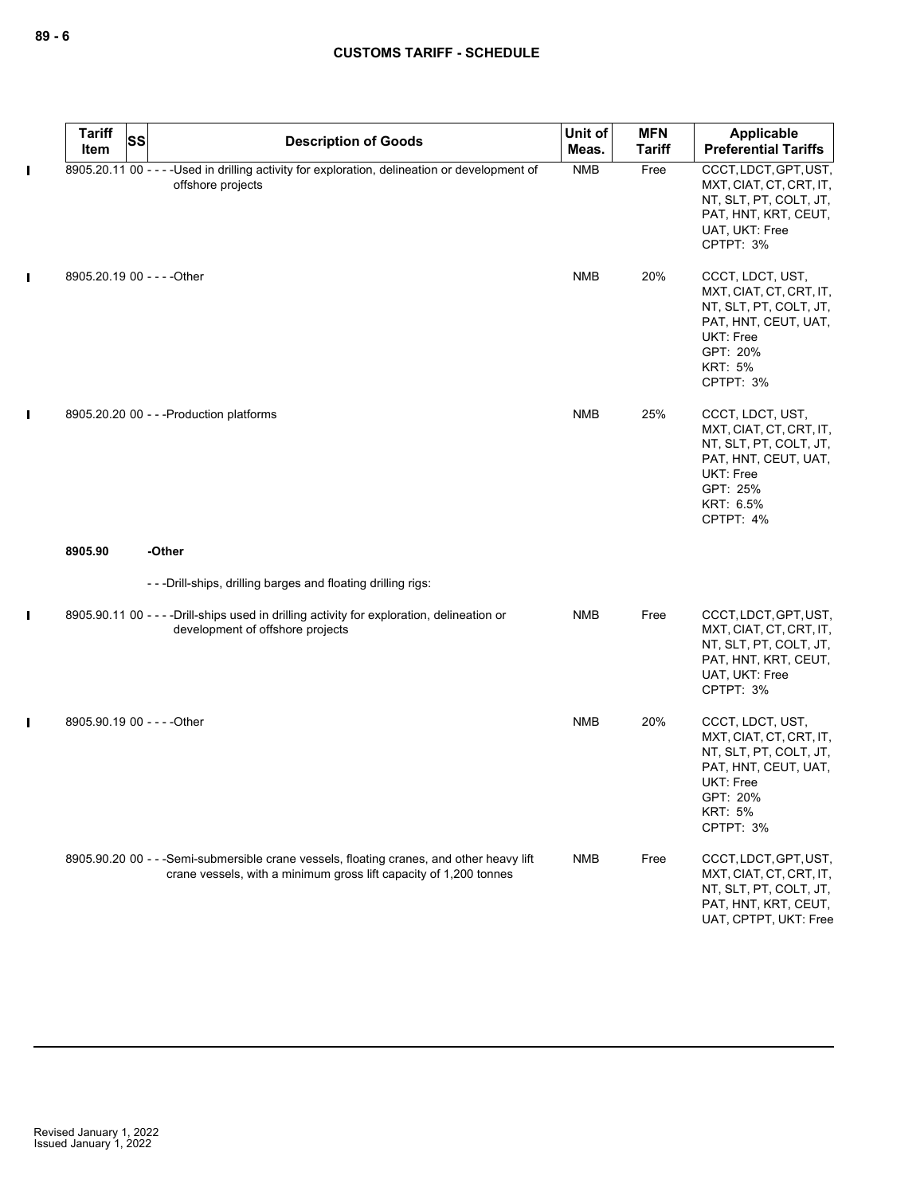| Tariff Item | SS | Description of Goods | Unit of Meas. | MFN Tariff | Applicable Preferential Tariffs |
|---|---|---|---|---|---|
| 8905.20.11 | 00 | - - - -Used in drilling activity for exploration, delineation or development of offshore projects | NMB | Free | CCCT, LDCT, GPT, UST, MXT, CIAT, CT, CRT, IT, NT, SLT, PT, COLT, JT, PAT, HNT, KRT, CEUT, UAT, UKT: Free<br>CPTPT: 3% |
| 8905.20.19 | 00 | - - - -Other | NMB | 20% | CCCT, LDCT, UST, MXT, CIAT, CT, CRT, IT, NT, SLT, PT, COLT, JT, PAT, HNT, CEUT, UAT, UKT: Free<br>GPT: 20%<br>KRT: 5%<br>CPTPT: 3% |
| 8905.20.20 | 00 | - - -Production platforms | NMB | 25% | CCCT, LDCT, UST, MXT, CIAT, CT, CRT, IT, NT, SLT, PT, COLT, JT, PAT, HNT, CEUT, UAT, UKT: Free<br>GPT: 25%<br>KRT: 6.5%<br>CPTPT: 4% |
| **8905.90** | | **-Other** | | | |
| | | - - -Drill-ships, drilling barges and floating drilling rigs: | | | |
| 8905.90.11 | 00 | - - - -Drill-ships used in drilling activity for exploration, delineation or development of offshore projects | NMB | Free | CCCT, LDCT, GPT, UST, MXT, CIAT, CT, CRT, IT, NT, SLT, PT, COLT, JT, PAT, HNT, KRT, CEUT, UAT, UKT: Free<br>CPTPT: 3% |
| 8905.90.19 | 00 | - - - -Other | NMB | 20% | CCCT, LDCT, UST, MXT, CIAT, CT, CRT, IT, NT, SLT, PT, COLT, JT, PAT, HNT, CEUT, UAT, UKT: Free<br>GPT: 20%<br>KRT: 5%<br>CPTPT: 3% |
| 8905.90.20 | 00 | - - -Semi-submersible crane vessels, floating cranes, and other heavy lift crane vessels, with a minimum gross lift capacity of 1,200 tonnes | NMB | Free | CCCT, LDCT, GPT, UST, MXT, CIAT, CT, CRT, IT, NT, SLT, PT, COLT, JT, PAT, HNT, KRT, CEUT, UAT, CPTPT, UKT: Free |

Revised January 1, 2022
Issued January 1, 2022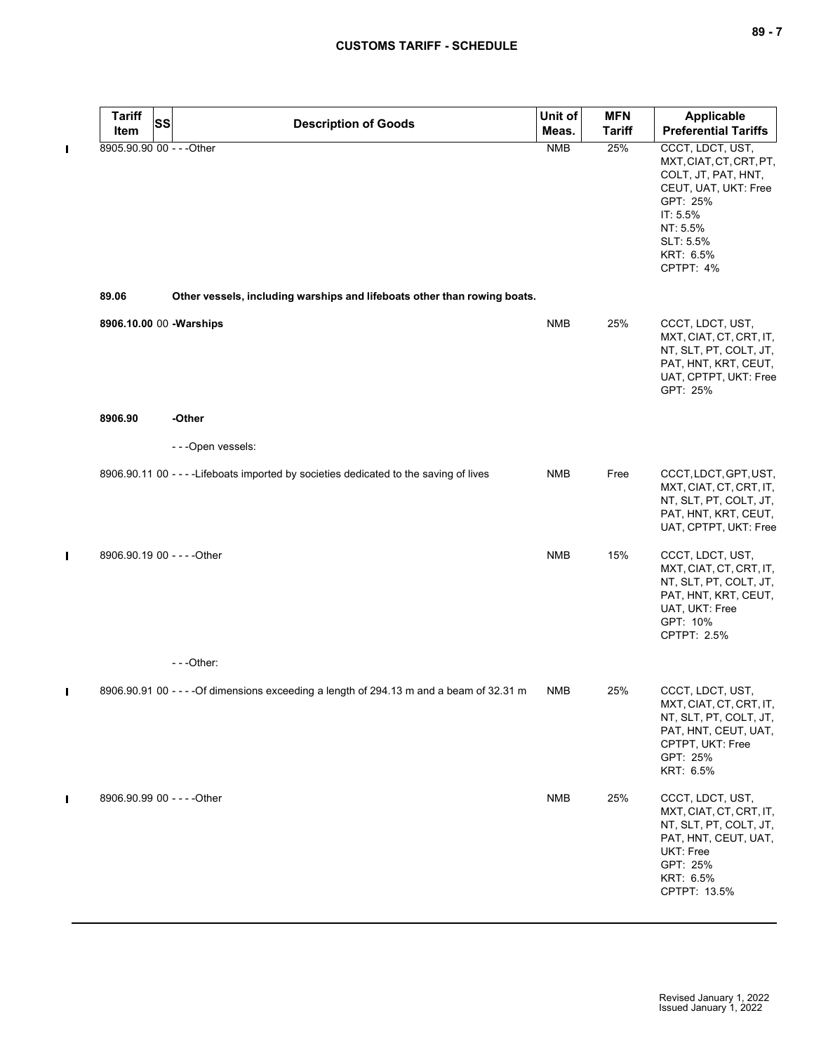| Tariff Item | SS | Description of Goods | Unit of Meas. | MFN Tariff | Applicable Preferential Tariffs |
|---|---|---|---|---|---|
| 8905.90.90 | 00 | - - -Other | NMB | 25% | CCCT, LDCT, UST, MXT, CIAT, CT, CRT, PT, COLT, JT, PAT, HNT, CEUT, UAT, UKT: Free<br>GPT: 25%<br>IT: 5.5%<br>NT: 5.5%<br>SLT: 5.5%<br>KRT: 6.5%<br>CPTPT: 4% |
| **89.06** | | **Other vessels, including warships and lifeboats other than rowing boats.** | | | |
| **8906.10.00** | 00 | **-Warships** | NMB | 25% | CCCT, LDCT, UST, MXT, CIAT, CT, CRT, IT, NT, SLT, PT, COLT, JT, PAT, HNT, KRT, CEUT, UAT, CPTPT, UKT: Free<br>GPT: 25% |
| **8906.90** | | **-Other** | | | |
| | | - - -Open vessels: | | | |
| 8906.90.11 | 00 | - - - -Lifeboats imported by societies dedicated to the saving of lives | NMB | Free | CCCT, LDCT, GPT, UST, MXT, CIAT, CT, CRT, IT, NT, SLT, PT, COLT, JT, PAT, HNT, KRT, CEUT, UAT, CPTPT, UKT: Free |
| 8906.90.19 | 00 | - - - -Other | NMB | 15% | CCCT, LDCT, UST, MXT, CIAT, CT, CRT, IT, NT, SLT, PT, COLT, JT, PAT, HNT, KRT, CEUT, UAT, UKT: Free<br>GPT: 10%<br>CPTPT: 2.5% |
| | | - - -Other: | | | |
| 8906.90.91 | 00 | - - - -Of dimensions exceeding a length of 294.13 m and a beam of 32.31 m | NMB | 25% | CCCT, LDCT, UST, MXT, CIAT, CT, CRT, IT, NT, SLT, PT, COLT, JT, PAT, HNT, CEUT, UAT, CPTPT, UKT: Free<br>GPT: 25%<br>KRT: 6.5% |
| 8906.90.99 | 00 | - - - -Other | NMB | 25% | CCCT, LDCT, UST, MXT, CIAT, CT, CRT, IT, NT, SLT, PT, COLT, JT, PAT, HNT, CEUT, UAT, UKT: Free<br>GPT: 25%<br>KRT: 6.5%<br>CPTPT: 13.5% |

Revised January 1, 2022
Issued January 1, 2022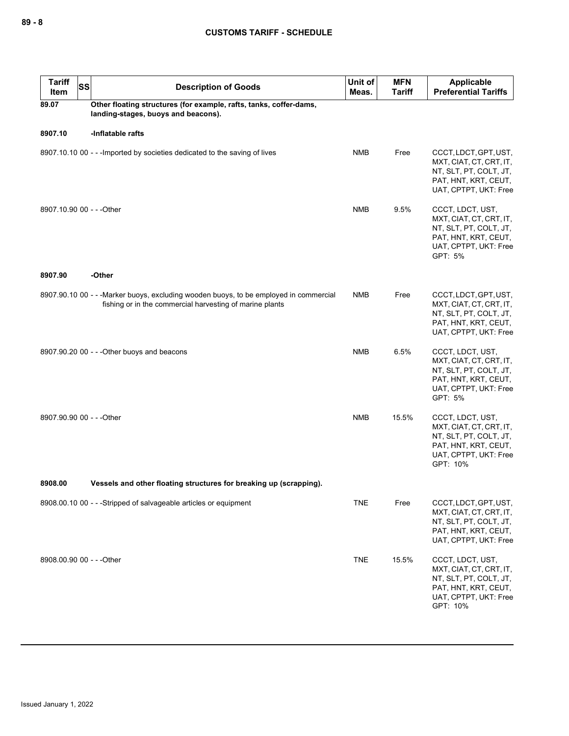| Tariff Item | SS | Description of Goods | Unit of Meas. | MFN Tariff | Applicable Preferential Tariffs |
|---|---|---|---|---|---|
| **89.07** | | **Other floating structures (for example, rafts, tanks, coffer-dams, landing-stages, buoys and beacons).** | | | |
| **8907.10** | | **-Inflatable rafts** | | | |
| 8907.10.10 | 00 | - - -Imported by societies dedicated to the saving of lives | NMB | Free | CCCT, LDCT, GPT, UST, MXT, CIAT, CT, CRT, IT, NT, SLT, PT, COLT, JT, PAT, HNT, KRT, CEUT, UAT, CPTPT, UKT: Free |
| 8907.10.90 | 00 | - - -Other | NMB | 9.5% | CCCT, LDCT, UST, MXT, CIAT, CT, CRT, IT, NT, SLT, PT, COLT, JT, PAT, HNT, KRT, CEUT, UAT, CPTPT, UKT: Free<br>GPT: 5% |
| **8907.90** | | **-Other** | | | |
| 8907.90.10 | 00 | - - -Marker buoys, excluding wooden buoys, to be employed in commercial fishing or in the commercial harvesting of marine plants | NMB | Free | CCCT, LDCT, GPT, UST, MXT, CIAT, CT, CRT, IT, NT, SLT, PT, COLT, JT, PAT, HNT, KRT, CEUT, UAT, CPTPT, UKT: Free |
| 8907.90.20 | 00 | - - -Other buoys and beacons | NMB | 6.5% | CCCT, LDCT, UST, MXT, CIAT, CT, CRT, IT, NT, SLT, PT, COLT, JT, PAT, HNT, KRT, CEUT, UAT, CPTPT, UKT: Free<br>GPT: 5% |
| 8907.90.90 | 00 | - - -Other | NMB | 15.5% | CCCT, LDCT, UST, MXT, CIAT, CT, CRT, IT, NT, SLT, PT, COLT, JT, PAT, HNT, KRT, CEUT, UAT, CPTPT, UKT: Free<br>GPT: 10% |
| **8908.00** | | **Vessels and other floating structures for breaking up (scrapping).** | | | |
| 8908.00.10 | 00 | - - -Stripped of salvageable articles or equipment | TNE | Free | CCCT, LDCT, GPT, UST, MXT, CIAT, CT, CRT, IT, NT, SLT, PT, COLT, JT, PAT, HNT, KRT, CEUT, UAT, CPTPT, UKT: Free |
| 8908.00.90 | 00 | - - -Other | TNE | 15.5% | CCCT, LDCT, UST, MXT, CIAT, CT, CRT, IT, NT, SLT, PT, COLT, JT, PAT, HNT, KRT, CEUT, UAT, CPTPT, UKT: Free<br>GPT: 10% |